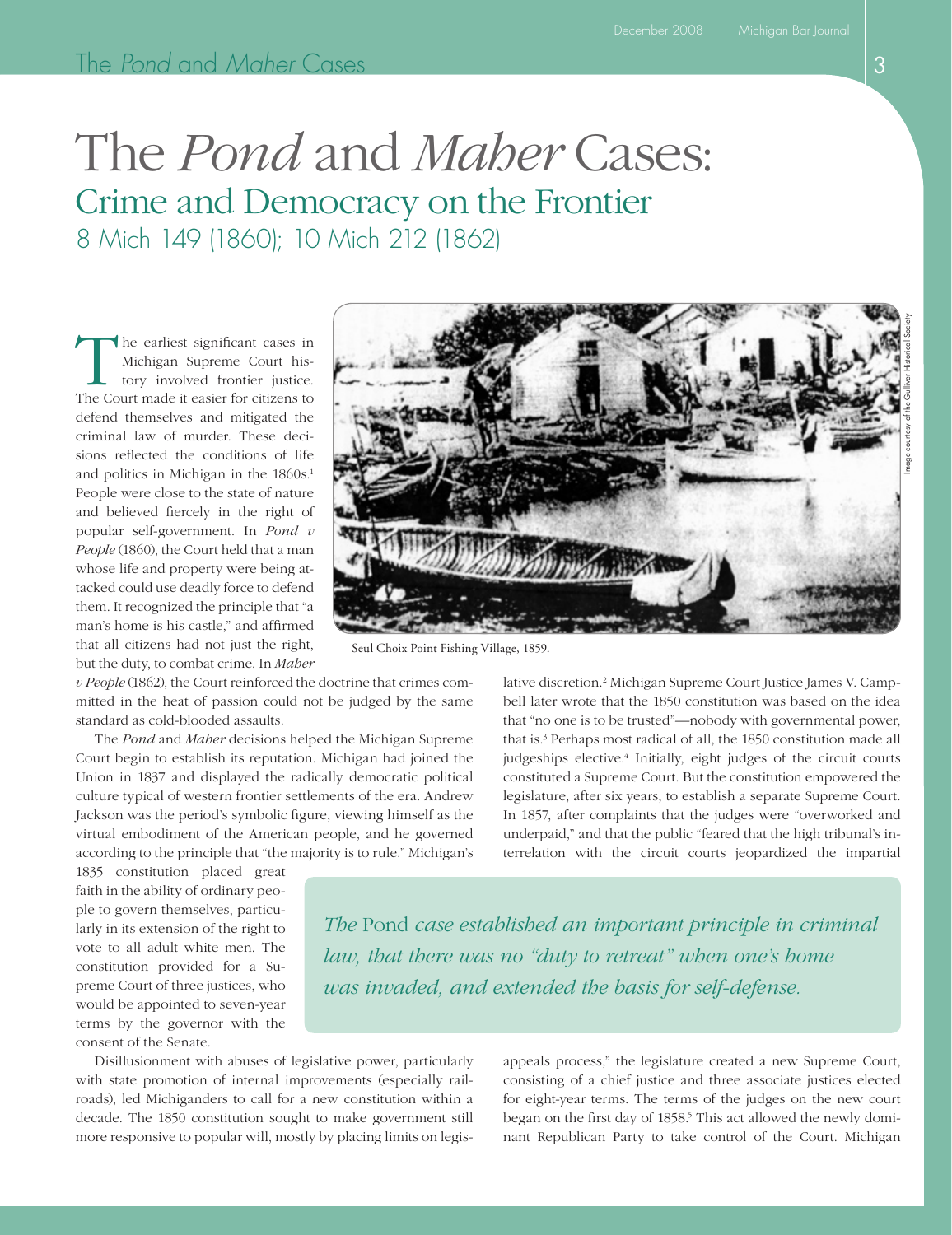# The *Pond* and *Maher* Cases:

## Crime and Democracy on the Frontier

### 8 Mich 149 (1860); 10 Mich 212 (1862)

Seul Choix Point Fishing Village, 1859.

Image courtesy of the Gulliver Historical Society

The earliest significant cases in Michigan Supreme Court history involved frontier justice. The Court made it easier for citizens to defend themselves and mitigated the criminal law of murder. These decisions reflected the conditions of life and politics in Michigan in the 1860s.[1] People were close to the state of nature and believed fiercely in the right of popular self-government. In *Pond v People* (1860), the Court held that a man whose life and property were being attacked could use deadly force to defend them. It recognized the principle that "a man's home is his castle," and affirmed that all citizens had not just the right, but the duty, to combat crime. In *Maher v People* (1862), the Court reinforced the doctrine that crimes committed in the heat of passion could not be judged by the same standard as cold-blooded assaults.

The *Pond* and *Maher* decisions helped the Michigan Supreme Court begin to establish its reputation. Michigan had joined the Union in 1837 and displayed the radically democratic political culture typical of western frontier settlements of the era. Andrew Jackson was the period's symbolic figure, viewing himself as the virtual embodiment of the American people, and he governed according to the principle that "the majority is to rule." Michigan's 1835 constitution placed great faith in the ability of ordinary people to govern themselves, particularly in its extension of the right to vote to all adult white men. The constitution provided for a Supreme Court of three justices, who would be appointed to seven-year terms by the governor with the consent of the Senate.

Disillusionment with abuses of legislative power, particularly with state promotion of internal improvements (especially railroads), led Michiganders to call for a new constitution within a decade. The 1850 constitution sought to make government still more responsive to popular will, mostly by placing limits on legislative discretion.[2] Michigan Supreme Court Justice James V. Campbell later wrote that the 1850 constitution was based on the idea that "no one is to be trusted"—nobody with governmental power, that is.[3] Perhaps most radical of all, the 1850 constitution made all judgeships elective.[4] Initially, eight judges of the circuit courts constituted a Supreme Court. But the constitution empowered the legislature, after six years, to establish a separate Supreme Court. In 1857, after complaints that the judges were "overworked and underpaid," and that the public "feared that the high tribunal's interrelation with the circuit courts jeopardized the impartial appeals process," the legislature created a new Supreme Court, consisting of a chief justice and three associate justices elected for eight-year terms. The terms of the judges on the new court began on the first day of 1858.[5] This act allowed the newly dominant Republican Party to take control of the Court. Michigan

> *The* Pond *case established an important principle in criminal law, that there was no "duty to retreat" when one's home was invaded, and extended the basis for self-defense.*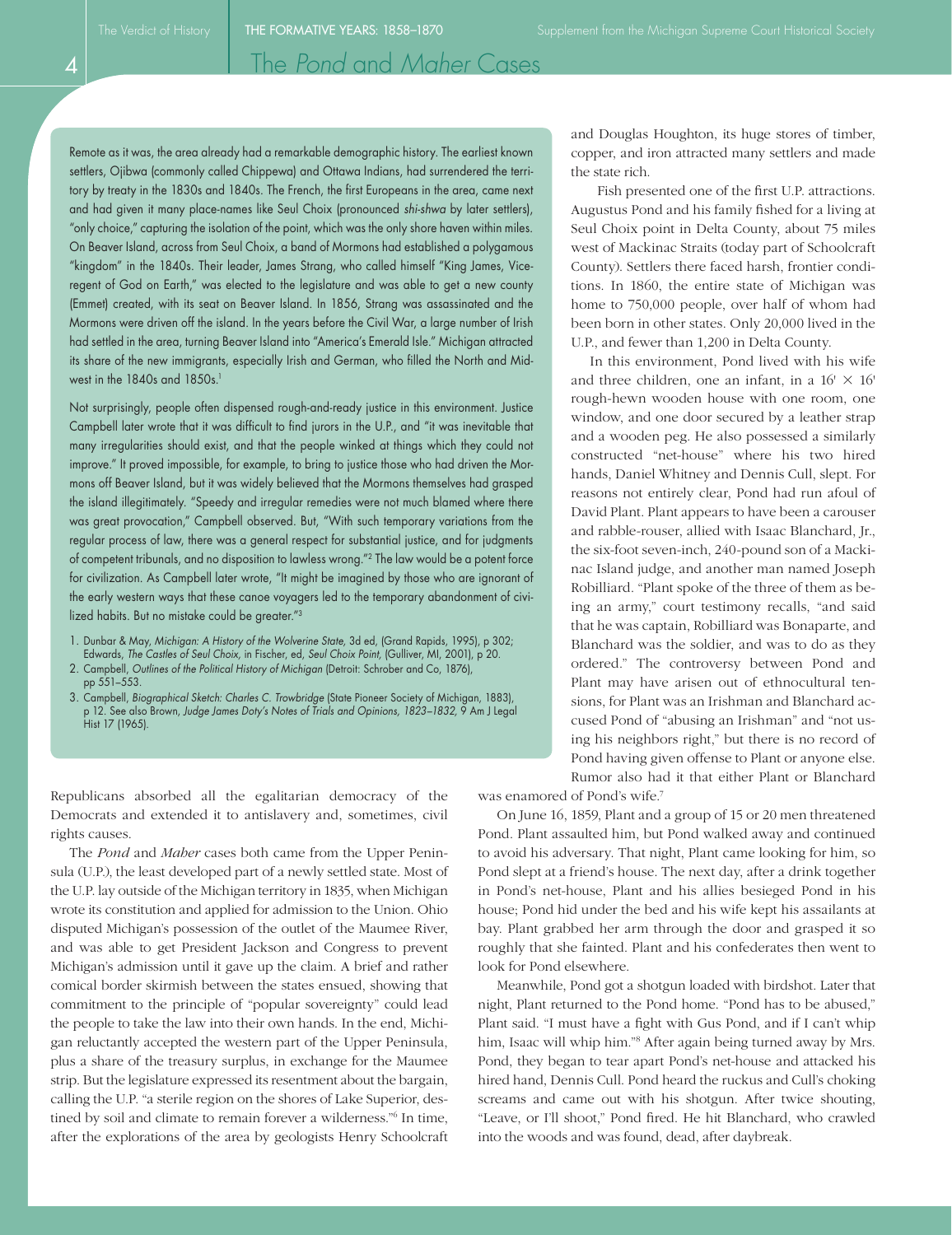Remote as it was, the area already had a remarkable demographic history. The earliest known settlers, Ojibwa (commonly called Chippewa) and Ottawa Indians, had surrendered the territory by treaty in the 1830s and 1840s. The French, the first Europeans in the area, came next and had given it many place-names like Seul Choix (pronounced *shi-shwa* by later settlers), "only choice," capturing the isolation of the point, which was the only shore haven within miles. On Beaver Island, across from Seul Choix, a band of Mormons had established a polygamous "kingdom" in the 1840s. Their leader, James Strang, who called himself "King James, Vice-regent of God on Earth," was elected to the legislature and was able to get a new county (Emmet) created, with its seat on Beaver Island. In 1856, Strang was assassinated and the Mormons were driven off the island. In the years before the Civil War, a large number of Irish had settled in the area, turning Beaver Island into "America's Emerald Isle." Michigan attracted its share of the new immigrants, especially Irish and German, who filled the North and Midwest in the 1840s and 1850s.[1]

Not surprisingly, people often dispensed rough-and-ready justice in this environment. Justice Campbell later wrote that it was difficult to find jurors in the U.P., and "it was inevitable that many irregularities should exist, and that the people winked at things which they could not improve." It proved impossible, for example, to bring to justice those who had driven the Mormons off Beaver Island, but it was widely believed that the Mormons themselves had grasped the island illegitimately. "Speedy and irregular remedies were not much blamed where there was great provocation," Campbell observed. But, "With such temporary variations from the regular process of law, there was a general respect for substantial justice, and for judgments of competent tribunals, and no disposition to lawless wrong."[2] The law would be a potent force for civilization. As Campbell later wrote, "It might be imagined by those who are ignorant of the early western ways that these canoe voyagers led to the temporary abandonment of civilized habits. But no mistake could be greater."[3]

1. Dunbar & May, *Michigan: A History of the Wolverine State,* 3d ed, (Grand Rapids, 1995), p 302; Edwards, *The Castles of Seul Choix,* in Fischer, ed, *Seul Choix Point,* (Gulliver, MI, 2001), p 20.
2. Campbell, *Outlines of the Political History of Michigan* (Detroit: Schrober and Co, 1876), pp 551–553.
3. Campbell, *Biographical Sketch: Charles C. Trowbridge* (State Pioneer Society of Michigan, 1883), p 12. See also Brown, *Judge James Doty's Notes of Trials and Opinions, 1823–1832,* 9 Am J Legal Hist 17 (1965).

Republicans absorbed all the egalitarian democracy of the Democrats and extended it to antislavery and, sometimes, civil rights causes.

The *Pond* and *Maher* cases both came from the Upper Peninsula (U.P.), the least developed part of a newly settled state. Most of the U.P. lay outside of the Michigan territory in 1835, when Michigan wrote its constitution and applied for admission to the Union. Ohio disputed Michigan's possession of the outlet of the Maumee River, and was able to get President Jackson and Congress to prevent Michigan's admission until it gave up the claim. A brief and rather comical border skirmish between the states ensued, showing that commitment to the principle of "popular sovereignty" could lead the people to take the law into their own hands. In the end, Michigan reluctantly accepted the western part of the Upper Peninsula, plus a share of the treasury surplus, in exchange for the Maumee strip. But the legislature expressed its resentment about the bargain, calling the U.P. "a sterile region on the shores of Lake Superior, destined by soil and climate to remain forever a wilderness."[6] In time, after the explorations of the area by geologists Henry Schoolcraft and Douglas Houghton, its huge stores of timber, copper, and iron attracted many settlers and made the state rich.

Fish presented one of the first U.P. attractions. Augustus Pond and his family fished for a living at Seul Choix point in Delta County, about 75 miles west of Mackinac Straits (today part of Schoolcraft County). Settlers there faced harsh, frontier conditions. In 1860, the entire state of Michigan was home to 750,000 people, over half of whom had been born in other states. Only 20,000 lived in the U.P., and fewer than 1,200 in Delta County.

In this environment, Pond lived with his wife and three children, one an infant, in a 16′ × 16′ rough-hewn wooden house with one room, one window, and one door secured by a leather strap and a wooden peg. He also possessed a similarly constructed "net-house" where his two hired hands, Daniel Whitney and Dennis Cull, slept. For reasons not entirely clear, Pond had run afoul of David Plant. Plant appears to have been a carouser and rabble-rouser, allied with Isaac Blanchard, Jr., the six-foot seven-inch, 240-pound son of a Mackinac Island judge, and another man named Joseph Robilliard. "Plant spoke of the three of them as being an army," court testimony recalls, "and said that he was captain, Robilliard was Bonaparte, and Blanchard was the soldier, and was to do as they ordered." The controversy between Pond and Plant may have arisen out of ethnocultural tensions, for Plant was an Irishman and Blanchard accused Pond of "abusing an Irishman" and "not using his neighbors right," but there is no record of Pond having given offense to Plant or anyone else. Rumor also had it that either Plant or Blanchard was enamored of Pond's wife.[7]

On June 16, 1859, Plant and a group of 15 or 20 men threatened Pond. Plant assaulted him, but Pond walked away and continued to avoid his adversary. That night, Plant came looking for him, so Pond slept at a friend's house. The next day, after a drink together in Pond's net-house, Plant and his allies besieged Pond in his house; Pond hid under the bed and his wife kept his assailants at bay. Plant grabbed her arm through the door and grasped it so roughly that she fainted. Plant and his confederates then went to look for Pond elsewhere.

Meanwhile, Pond got a shotgun loaded with birdshot. Later that night, Plant returned to the Pond home. "Pond has to be abused," Plant said. "I must have a fight with Gus Pond, and if I can't whip him, Isaac will whip him."[8] After again being turned away by Mrs. Pond, they began to tear apart Pond's net-house and attacked his hired hand, Dennis Cull. Pond heard the ruckus and Cull's choking screams and came out with his shotgun. After twice shouting, "Leave, or I'll shoot," Pond fired. He hit Blanchard, who crawled into the woods and was found, dead, after daybreak.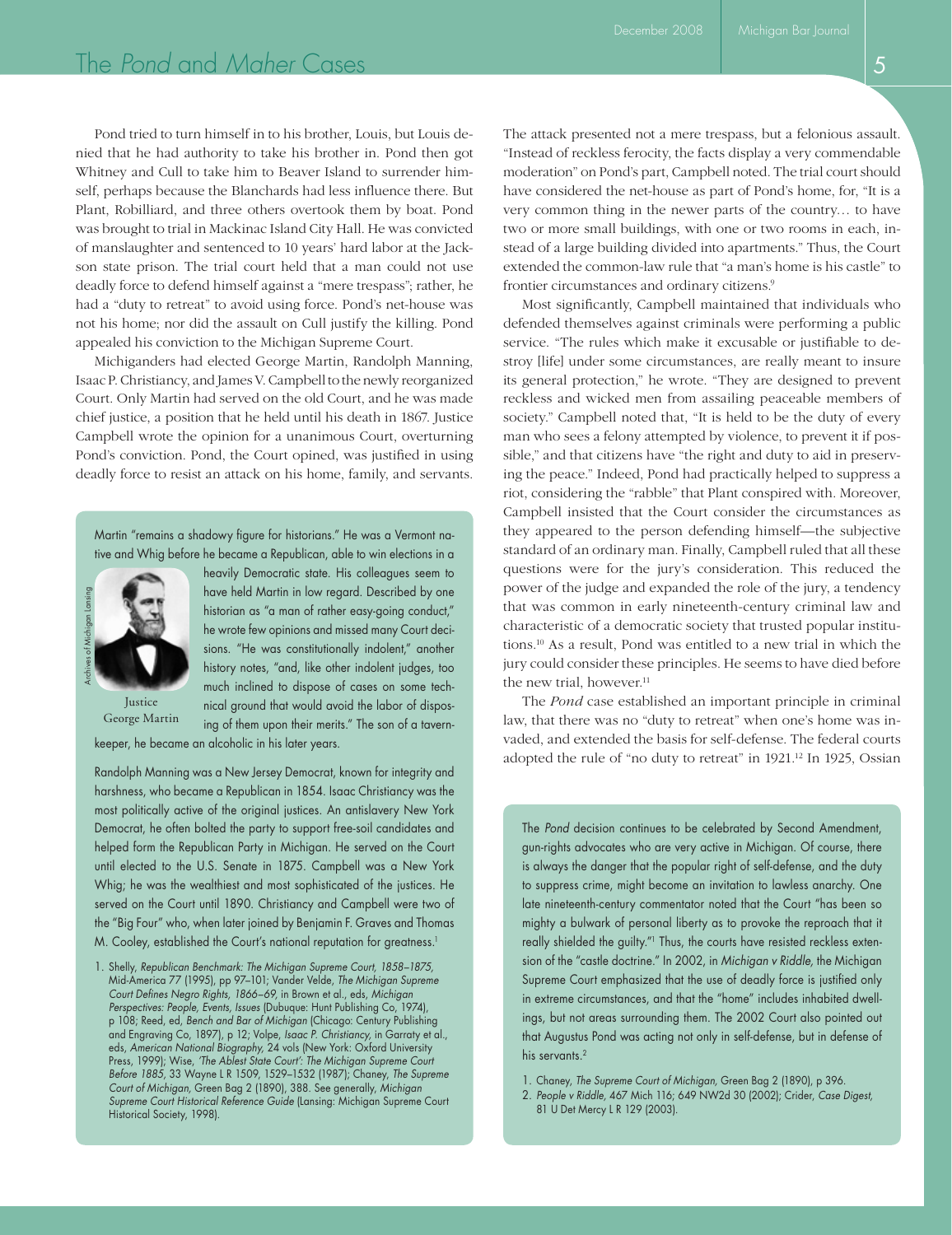Pond tried to turn himself in to his brother, Louis, but Louis denied that he had authority to take his brother in. Pond then got Whitney and Cull to take him to Beaver Island to surrender himself, perhaps because the Blanchards had less influence there. But Plant, Robilliard, and three others overtook them by boat. Pond was brought to trial in Mackinac Island City Hall. He was convicted of manslaughter and sentenced to 10 years' hard labor at the Jackson state prison. The trial court held that a man could not use deadly force to defend himself against a "mere trespass"; rather, he had a "duty to retreat" to avoid using force. Pond's net-house was not his home; nor did the assault on Cull justify the killing. Pond appealed his conviction to the Michigan Supreme Court.

Michiganders had elected George Martin, Randolph Manning, Isaac P. Christiancy, and James V. Campbell to the newly reorganized Court. Only Martin had served on the old Court, and he was made chief justice, a position that he held until his death in 1867. Justice Campbell wrote the opinion for a unanimous Court, overturning Pond's conviction. Pond, the Court opined, was justified in using deadly force to resist an attack on his home, family, and servants.

Martin "remains a shadowy figure for historians." He was a Vermont native and Whig before he became a Republican, able to win elections in a heavily Democratic state. His colleagues seem to have held Martin in low regard. Described by one historian as "a man of rather easy-going conduct," he wrote few opinions and missed many Court decisions. "He was constitutionally indolent," another history notes, "and, like other indolent judges, too much inclined to dispose of cases on some technical ground that would avoid the labor of disposing of them upon their merits." The son of a tavern-keeper, he became an alcoholic in his later years.

Archives of Michigan Lansing

Justice George Martin

Randolph Manning was a New Jersey Democrat, known for integrity and harshness, who became a Republican in 1854. Isaac Christiancy was the most politically active of the original justices. An antislavery New York Democrat, he often bolted the party to support free-soil candidates and helped form the Republican Party in Michigan. He served on the Court until elected to the U.S. Senate in 1875. Campbell was a New York Whig; he was the wealthiest and most sophisticated of the justices. He served on the Court until 1890. Christiancy and Campbell were two of the "Big Four" who, when later joined by Benjamin F. Graves and Thomas M. Cooley, established the Court's national reputation for greatness.[1]

1. Shelly, *Republican Benchmark: The Michigan Supreme Court, 1858–1875,* Mid-America 77 (1995), pp 97–101; Vander Velde, *The Michigan Supreme Court Defines Negro Rights, 1866–69,* in Brown et al., eds, *Michigan Perspectives: People, Events, Issues* (Dubuque: Hunt Publishing Co, 1974), p 108; Reed, ed, *Bench and Bar of Michigan* (Chicago: Century Publishing and Engraving Co, 1897), p 12; Volpe, *Isaac P. Christiancy,* in Garraty et al., eds, *American National Biography,* 24 vols (New York: Oxford University Press, 1999); Wise, *'The Ablest State Court': The Michigan Supreme Court Before 1885,* 33 Wayne L R 1509, 1529–1532 (1987); Chaney, *The Supreme Court of Michigan,* Green Bag 2 (1890), 388. See generally, *Michigan Supreme Court Historical Reference Guide* (Lansing: Michigan Supreme Court Historical Society, 1998).

The attack presented not a mere trespass, but a felonious assault. "Instead of reckless ferocity, the facts display a very commendable moderation" on Pond's part, Campbell noted. The trial court should have considered the net-house as part of Pond's home, for, "It is a very common thing in the newer parts of the country… to have two or more small buildings, with one or two rooms in each, instead of a large building divided into apartments." Thus, the Court extended the common-law rule that "a man's home is his castle" to frontier circumstances and ordinary citizens.[9]

Most significantly, Campbell maintained that individuals who defended themselves against criminals were performing a public service. "The rules which make it excusable or justifiable to destroy [life] under some circumstances, are really meant to insure its general protection," he wrote. "They are designed to prevent reckless and wicked men from assailing peaceable members of society." Campbell noted that, "It is held to be the duty of every man who sees a felony attempted by violence, to prevent it if possible," and that citizens have "the right and duty to aid in preserving the peace." Indeed, Pond had practically helped to suppress a riot, considering the "rabble" that Plant conspired with. Moreover, Campbell insisted that the Court consider the circumstances as they appeared to the person defending himself—the subjective standard of an ordinary man. Finally, Campbell ruled that all these questions were for the jury's consideration. This reduced the power of the judge and expanded the role of the jury, a tendency that was common in early nineteenth-century criminal law and characteristic of a democratic society that trusted popular institutions.[10] As a result, Pond was entitled to a new trial in which the jury could consider these principles. He seems to have died before the new trial, however.[11]

The *Pond* case established an important principle in criminal law, that there was no "duty to retreat" when one's home was invaded, and extended the basis for self-defense. The federal courts adopted the rule of "no duty to retreat" in 1921.[12] In 1925, Ossian

The *Pond* decision continues to be celebrated by Second Amendment, gun-rights advocates who are very active in Michigan. Of course, there is always the danger that the popular right of self-defense, and the duty to suppress crime, might become an invitation to lawless anarchy. One late nineteenth-century commentator noted that the Court "has been so mighty a bulwark of personal liberty as to provoke the reproach that it really shielded the guilty."[1] Thus, the courts have resisted reckless extension of the "castle doctrine." In 2002, in *Michigan v Riddle,* the Michigan Supreme Court emphasized that the use of deadly force is justified only in extreme circumstances, and that the "home" includes inhabited dwellings, but not areas surrounding them. The 2002 Court also pointed out that Augustus Pond was acting not only in self-defense, but in defense of his servants.[2]

1. Chaney, *The Supreme Court of Michigan,* Green Bag 2 (1890), p 396.
2. *People v Riddle,* 467 Mich 116; 649 NW2d 30 (2002); Crider, *Case Digest,* 81 U Det Mercy L R 129 (2003).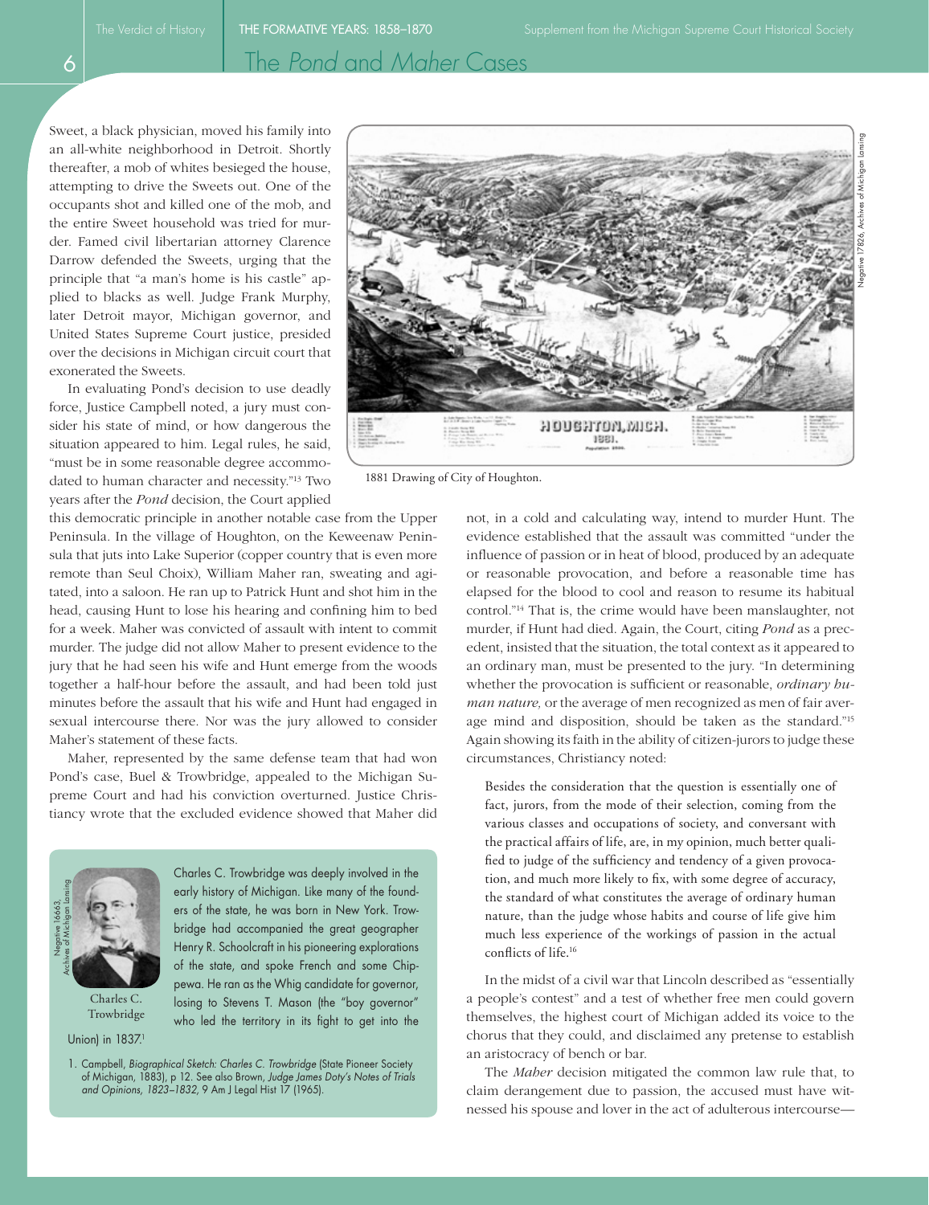Sweet, a black physician, moved his family into an all-white neighborhood in Detroit. Shortly thereafter, a mob of whites besieged the house, attempting to drive the Sweets out. One of the occupants shot and killed one of the mob, and the entire Sweet household was tried for murder. Famed civil libertarian attorney Clarence Darrow defended the Sweets, urging that the principle that "a man's home is his castle" applied to blacks as well. Judge Frank Murphy, later Detroit mayor, Michigan governor, and United States Supreme Court justice, presided over the decisions in Michigan circuit court that exonerated the Sweets.

In evaluating Pond's decision to use deadly force, Justice Campbell noted, a jury must consider his state of mind, or how dangerous the situation appeared to him. Legal rules, he said, "must be in some reasonable degree accommodated to human character and necessity."[13] Two years after the *Pond* decision, the Court applied this democratic principle in another notable case from the Upper Peninsula. In the village of Houghton, on the Keweenaw Peninsula that juts into Lake Superior (copper country that is even more remote than Seul Choix), William Maher ran, sweating and agitated, into a saloon. He ran up to Patrick Hunt and shot him in the head, causing Hunt to lose his hearing and confining him to bed for a week. Maher was convicted of assault with intent to commit murder. The judge did not allow Maher to present evidence to the jury that he had seen his wife and Hunt emerge from the woods together a half-hour before the assault, and had been told just minutes before the assault that his wife and Hunt had engaged in sexual intercourse there. Nor was the jury allowed to consider Maher's statement of these facts.

Maher, represented by the same defense team that had won Pond's case, Buel & Trowbridge, appealed to the Michigan Supreme Court and had his conviction overturned. Justice Christiancy wrote that the excluded evidence showed that Maher did not, in a cold and calculating way, intend to murder Hunt. The evidence established that the assault was committed "under the influence of passion or in heat of blood, produced by an adequate or reasonable provocation, and before a reasonable time has elapsed for the blood to cool and reason to resume its habitual control."[14] That is, the crime would have been manslaughter, not murder, if Hunt had died. Again, the Court, citing *Pond* as a precedent, insisted that the situation, the total context as it appeared to an ordinary man, must be presented to the jury. "In determining whether the provocation is sufficient or reasonable, *ordinary human nature,* or the average of men recognized as men of fair average mind and disposition, should be taken as the standard."[15] Again showing its faith in the ability of citizen-jurors to judge these circumstances, Christiancy noted:

> Besides the consideration that the question is essentially one of fact, jurors, from the mode of their selection, coming from the various classes and occupations of society, and conversant with the practical affairs of life, are, in my opinion, much better qualified to judge of the sufficiency and tendency of a given provocation, and much more likely to fix, with some degree of accuracy, the standard of what constitutes the average of ordinary human nature, than the judge whose habits and course of life give him much less experience of the workings of passion in the actual conflicts of life.[16]

In the midst of a civil war that Lincoln described as "essentially a people's contest" and a test of whether free men could govern themselves, the highest court of Michigan added its voice to the chorus that they could, and disclaimed any pretense to establish an aristocracy of bench or bar.

The *Maher* decision mitigated the common law rule that, to claim derangement due to passion, the accused must have witnessed his spouse and lover in the act of adulterous intercourse—

1881 Drawing of City of Houghton.

Negative 17826, Archives of Michigan Lansing

---

Negative 16663, Archives of Michigan Lansing

Charles C. Trowbridge

Charles C. Trowbridge was deeply involved in the early history of Michigan. Like many of the founders of the state, he was born in New York. Trowbridge had accompanied the great geographer Henry R. Schoolcraft in his pioneering explorations of the state, and spoke French and some Chippewa. He ran as the Whig candidate for governor, losing to Stevens T. Mason (the "boy governor" who led the territory in its fight to get into the Union) in 1837.[1]

1. Campbell, *Biographical Sketch: Charles C. Trowbridge* (State Pioneer Society of Michigan, 1883), p 12. See also Brown, *Judge James Doty's Notes of Trials and Opinions, 1823–1832,* 9 Am J Legal Hist 17 (1965).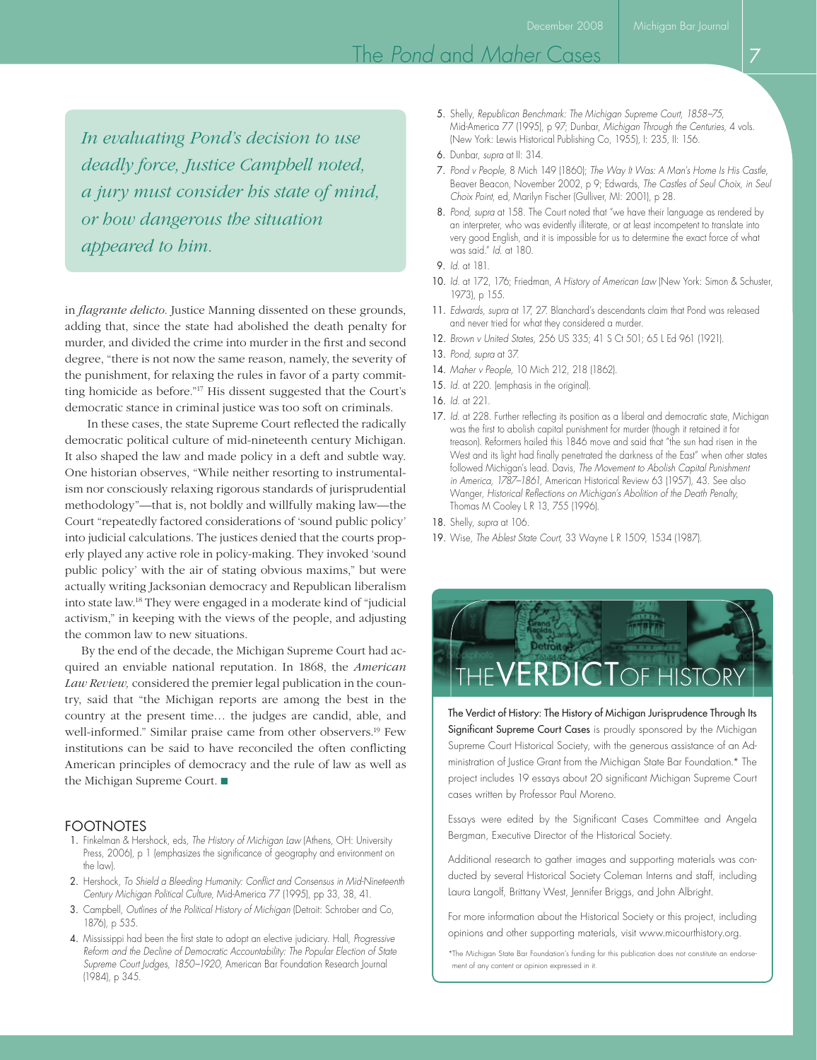*In evaluating Pond's decision to use deadly force, Justice Campbell noted, a jury must consider his state of mind, or how dangerous the situation appeared to him.*

in *flagrante delicto.* Justice Manning dissented on these grounds, adding that, since the state had abolished the death penalty for murder, and divided the crime into murder in the first and second degree, "there is not now the same reason, namely, the severity of the punishment, for relaxing the rules in favor of a party committing homicide as before."[17] His dissent suggested that the Court's democratic stance in criminal justice was too soft on criminals.

In these cases, the state Supreme Court reflected the radically democratic political culture of mid-nineteenth century Michigan. It also shaped the law and made policy in a deft and subtle way. One historian observes, "While neither resorting to instrumentalism nor consciously relaxing rigorous standards of jurisprudential methodology"—that is, not boldly and willfully making law—the Court "repeatedly factored considerations of 'sound public policy' into judicial calculations. The justices denied that the courts properly played any active role in policy-making. They invoked 'sound public policy' with the air of stating obvious maxims," but were actually writing Jacksonian democracy and Republican liberalism into state law.[18] They were engaged in a moderate kind of "judicial activism," in keeping with the views of the people, and adjusting the common law to new situations.

By the end of the decade, the Michigan Supreme Court had acquired an enviable national reputation. In 1868, the *American Law Review,* considered the premier legal publication in the country, said that "the Michigan reports are among the best in the country at the present time… the judges are candid, able, and well-informed." Similar praise came from other observers.[19] Few institutions can be said to have reconciled the often conflicting American principles of democracy and the rule of law as well as the Michigan Supreme Court. ■

## FOOTNOTES

1. Finkelman & Hershock, eds, *The History of Michigan Law* (Athens, OH: University Press, 2006), p 1 (emphasizes the significance of geography and environment on the law).
2. Hershock, *To Shield a Bleeding Humanity: Conflict and Consensus in Mid-Nineteenth Century Michigan Political Culture,* Mid-America 77 (1995), pp 33, 38, 41.
3. Campbell, *Outlines of the Political History of Michigan* (Detroit: Schrober and Co, 1876), p 535.
4. Mississippi had been the first state to adopt an elective judiciary. Hall, *Progressive Reform and the Decline of Democratic Accountability: The Popular Election of State Supreme Court Judges, 1850–1920,* American Bar Foundation Research Journal (1984), p 345.
5. Shelly, *Republican Benchmark: The Michigan Supreme Court, 1858–75,* Mid-America 77 (1995), p 97; Dunbar, *Michigan Through the Centuries,* 4 vols. (New York: Lewis Historical Publishing Co, 1955), I: 235, II: 156.
6. Dunbar, *supra* at II: 314.
7. *Pond v People,* 8 Mich 149 (1860); *The Way It Was: A Man's Home Is His Castle,* Beaver Beacon, November 2002, p 9; Edwards, *The Castles of Seul Choix, in Seul Choix Point,* ed, Marilyn Fischer (Gulliver, MI: 2001), p 28.
8. *Pond, supra* at 158. The Court noted that "we have their language as rendered by an interpreter, who was evidently illiterate, or at least incompetent to translate into very good English, and it is impossible for us to determine the exact force of what was said." *Id.* at 180.
9. *Id.* at 181.
10. *Id.* at 172, 176; Friedman, *A History of American Law* (New York: Simon & Schuster, 1973), p 155.
11. *Edwards, supra* at 17, 27. Blanchard's descendants claim that Pond was released and never tried for what they considered a murder.
12. *Brown v United States,* 256 US 335; 41 S Ct 501; 65 L Ed 961 (1921).
13. *Pond, supra* at 37.
14. *Maher v People,* 10 Mich 212, 218 (1862).
15. *Id.* at 220. (emphasis in the original).
16. *Id.* at 221.
17. *Id.* at 228. Further reflecting its position as a liberal and democratic state, Michigan was the first to abolish capital punishment for murder (though it retained it for treason). Reformers hailed this 1846 move and said that "the sun had risen in the West and its light had finally penetrated the darkness of the East" when other states followed Michigan's lead. Davis, *The Movement to Abolish Capital Punishment in America, 1787–1861,* American Historical Review 63 (1957), 43. See also Wanger, *Historical Reflections on Michigan's Abolition of the Death Penalty,* Thomas M Cooley L R 13, 755 (1996).
18. Shelly, *supra* at 106.
19. Wise, *The Ablest State Court,* 33 Wayne L R 1509, 1534 (1987).

## THE VERDICT OF HISTORY

The Verdict of History: The History of Michigan Jurisprudence Through Its Significant Supreme Court Cases is proudly sponsored by the Michigan Supreme Court Historical Society, with the generous assistance of an Administration of Justice Grant from the Michigan State Bar Foundation.* The project includes 19 essays about 20 significant Michigan Supreme Court cases written by Professor Paul Moreno.

Essays were edited by the Significant Cases Committee and Angela Bergman, Executive Director of the Historical Society.

Additional research to gather images and supporting materials was conducted by several Historical Society Coleman Interns and staff, including Laura Langolf, Brittany West, Jennifer Briggs, and John Albright.

For more information about the Historical Society or this project, including opinions and other supporting materials, visit www.micourthistory.org.

*The Michigan State Bar Foundation's funding for this publication does not constitute an endorsement of any content or opinion expressed in it.